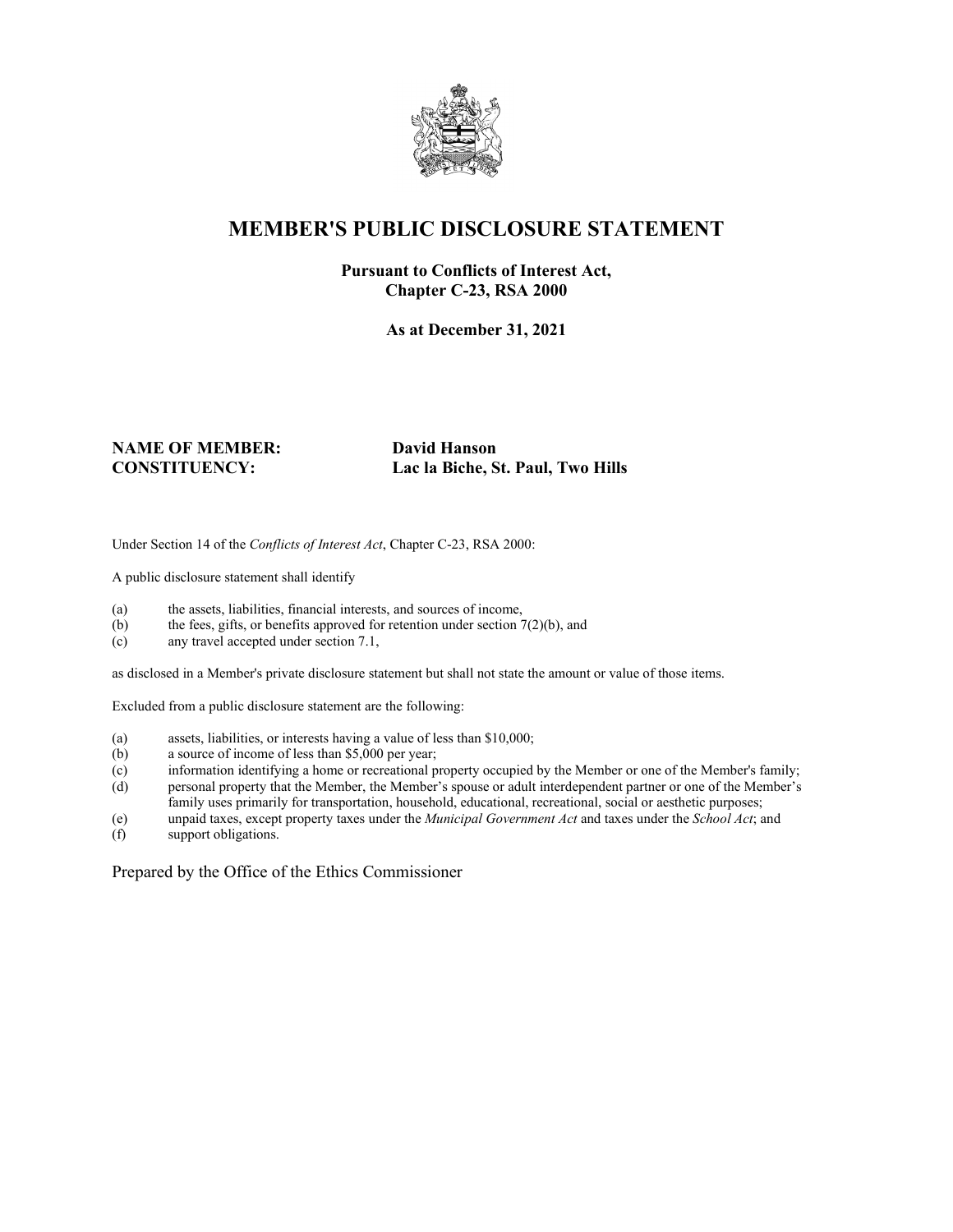# MEMBER'S PUBLIC DISCLOSURE STATEMENT

**Pursuant to Conflicts of Interest Act, Chapter C-23, RSA 2000**

**As at December 31, 2021**

**NAME OF MEMBER:** **David Hanson**
**CONSTITUENCY:** **Lac la Biche, St. Paul, Two Hills**

Under Section 14 of the *Conflicts of Interest Act*, Chapter C-23, RSA 2000:

A public disclosure statement shall identify

(a) the assets, liabilities, financial interests, and sources of income,
(b) the fees, gifts, or benefits approved for retention under section 7(2)(b), and
(c) any travel accepted under section 7.1,

as disclosed in a Member's private disclosure statement but shall not state the amount or value of those items.

Excluded from a public disclosure statement are the following:

(a) assets, liabilities, or interests having a value of less than $10,000;
(b) a source of income of less than $5,000 per year;
(c) information identifying a home or recreational property occupied by the Member or one of the Member's family;
(d) personal property that the Member, the Member's spouse or adult interdependent partner or one of the Member's family uses primarily for transportation, household, educational, recreational, social or aesthetic purposes;
(e) unpaid taxes, except property taxes under the *Municipal Government Act* and taxes under the *School Act*; and
(f) support obligations.

Prepared by the Office of the Ethics Commissioner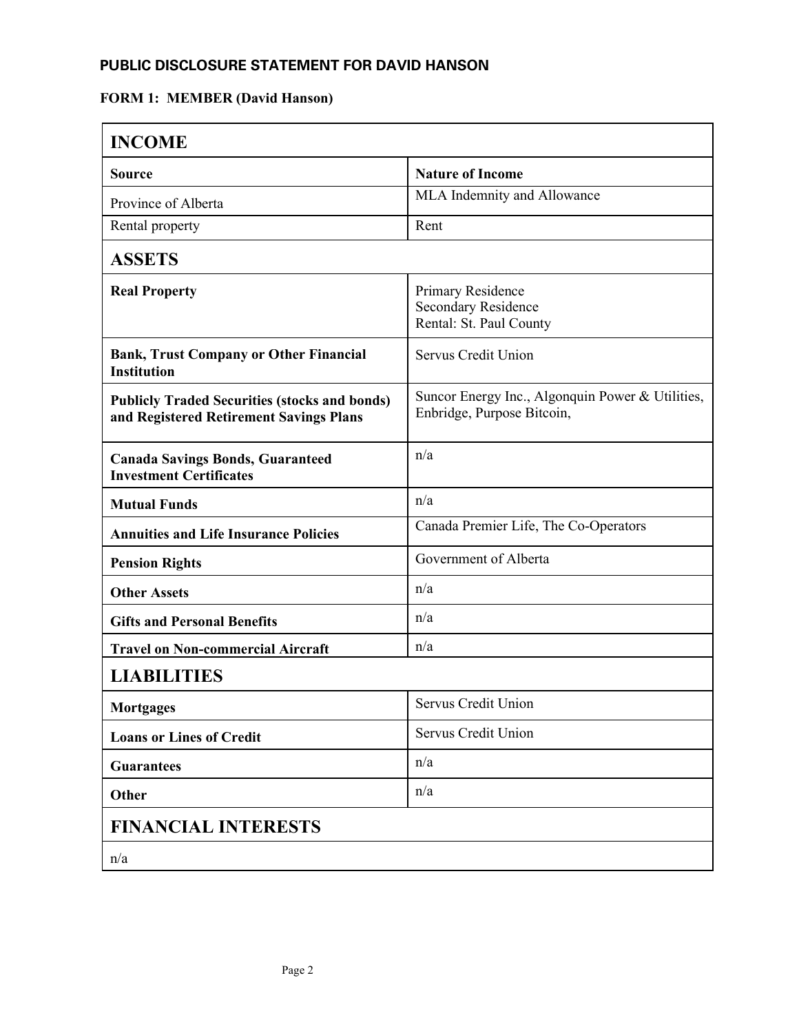## PUBLIC DISCLOSURE STATEMENT FOR DAVID HANSON

**FORM 1: MEMBER (David Hanson)**

| **INCOME** | |
|---|---|
| **Source** | **Nature of Income** |
| Province of Alberta | MLA Indemnity and Allowance |
| Rental property | Rent |
| **ASSETS** | |
| **Real Property** | Primary Residence<br>Secondary Residence<br>Rental: St. Paul County |
| **Bank, Trust Company or Other Financial Institution** | Servus Credit Union |
| **Publicly Traded Securities (stocks and bonds) and Registered Retirement Savings Plans** | Suncor Energy Inc., Algonquin Power & Utilities, Enbridge, Purpose Bitcoin, |
| **Canada Savings Bonds, Guaranteed Investment Certificates** | n/a |
| **Mutual Funds** | n/a |
| **Annuities and Life Insurance Policies** | Canada Premier Life, The Co-Operators |
| **Pension Rights** | Government of Alberta |
| **Other Assets** | n/a |
| **Gifts and Personal Benefits** | n/a |
| **Travel on Non-commercial Aircraft** | n/a |
| **LIABILITIES** | |
| **Mortgages** | Servus Credit Union |
| **Loans or Lines of Credit** | Servus Credit Union |
| **Guarantees** | n/a |
| **Other** | n/a |
| **FINANCIAL INTERESTS** | |
| n/a | |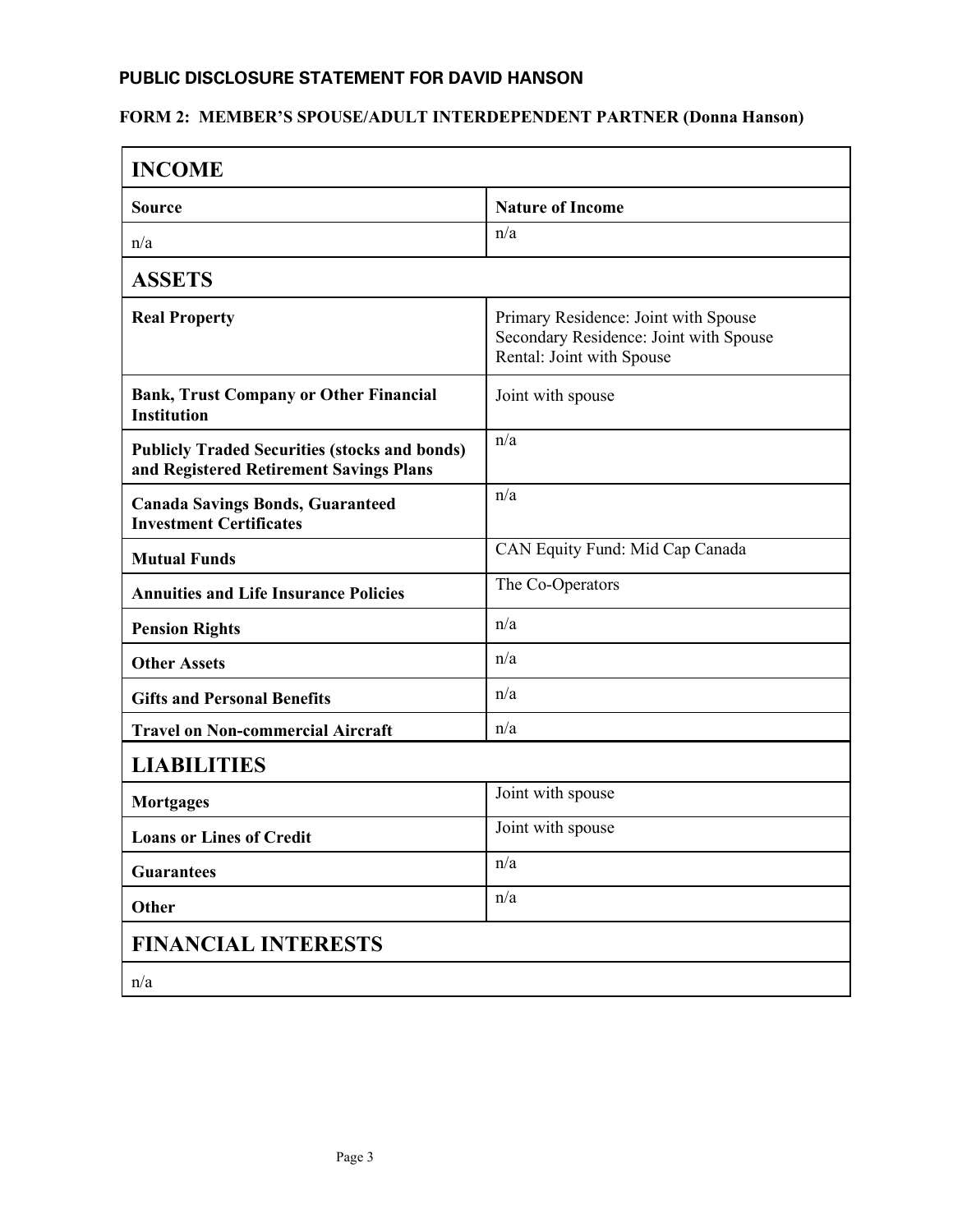## PUBLIC DISCLOSURE STATEMENT FOR DAVID HANSON

### FORM 2: MEMBER'S SPOUSE/ADULT INTERDEPENDENT PARTNER (Donna Hanson)

| **INCOME** | |
|---|---|
| **Source** | **Nature of Income** |
| n/a | n/a |
| **ASSETS** | |
| **Real Property** | Primary Residence: Joint with Spouse<br>Secondary Residence: Joint with Spouse<br>Rental: Joint with Spouse |
| **Bank, Trust Company or Other Financial Institution** | Joint with spouse |
| **Publicly Traded Securities (stocks and bonds) and Registered Retirement Savings Plans** | n/a |
| **Canada Savings Bonds, Guaranteed Investment Certificates** | n/a |
| **Mutual Funds** | CAN Equity Fund: Mid Cap Canada |
| **Annuities and Life Insurance Policies** | The Co-Operators |
| **Pension Rights** | n/a |
| **Other Assets** | n/a |
| **Gifts and Personal Benefits** | n/a |
| **Travel on Non-commercial Aircraft** | n/a |
| **LIABILITIES** | |
| **Mortgages** | Joint with spouse |
| **Loans or Lines of Credit** | Joint with spouse |
| **Guarantees** | n/a |
| **Other** | n/a |
| **FINANCIAL INTERESTS** | |
| n/a | |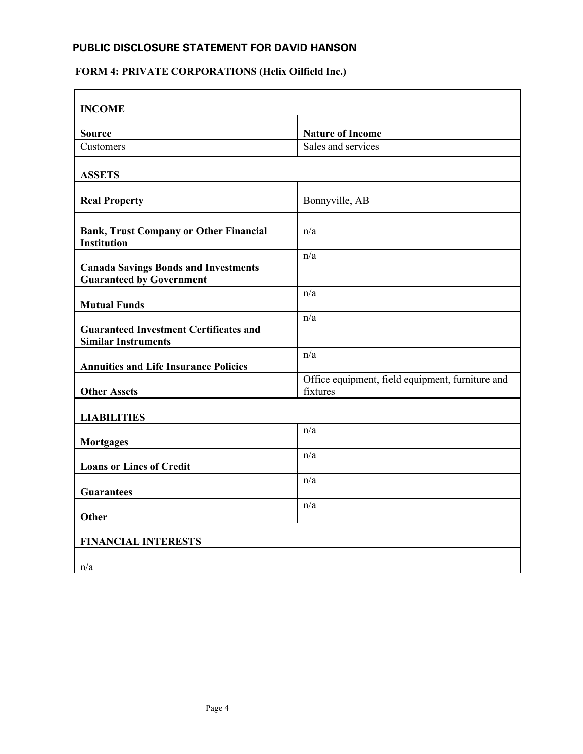## PUBLIC DISCLOSURE STATEMENT FOR DAVID HANSON

### FORM 4: PRIVATE CORPORATIONS (Helix Oilfield Inc.)

| **INCOME** | |
|---|---|
| **Source** | **Nature of Income** |
| Customers | Sales and services |
| **ASSETS** | |
| **Real Property** | Bonnyville, AB |
| **Bank, Trust Company or Other Financial Institution** | n/a |
| **Canada Savings Bonds and Investments Guaranteed by Government** | n/a |
| **Mutual Funds** | n/a |
| **Guaranteed Investment Certificates and Similar Instruments** | n/a |
| **Annuities and Life Insurance Policies** | n/a |
| **Other Assets** | Office equipment, field equipment, furniture and fixtures |
| **LIABILITIES** | |
| **Mortgages** | n/a |
| **Loans or Lines of Credit** | n/a |
| **Guarantees** | n/a |
| **Other** | n/a |
| **FINANCIAL INTERESTS** | |
| n/a | |